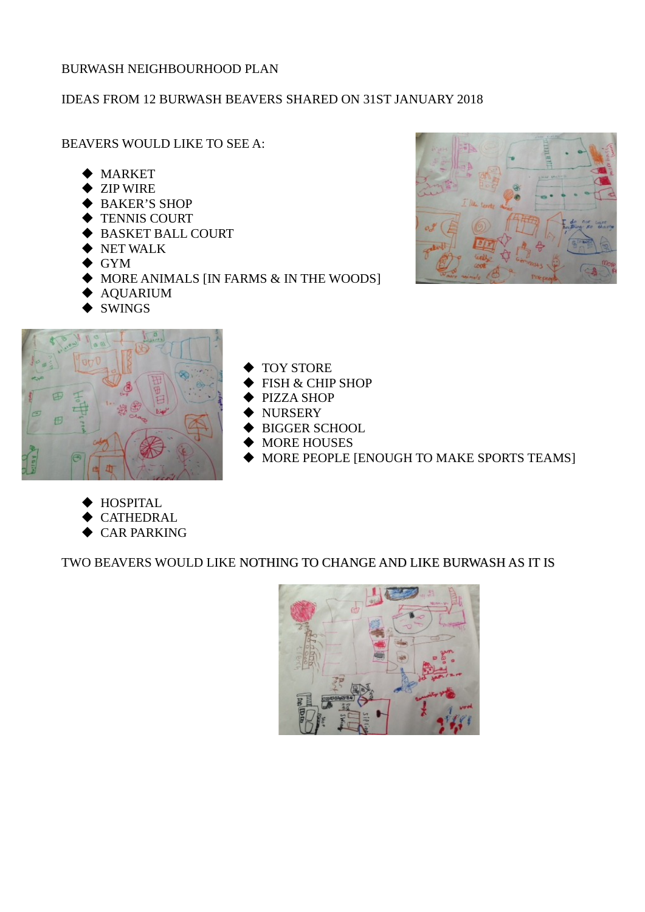BURWASH NEIGHBOURHOOD PLAN

IDEAS FROM 12 BURWASH BEAVERS SHARED ON 31ST JANUARY 2018

BEAVERS WOULD LIKE TO SEE A:

- MARKET
- ZIP WIRE
- BAKER'S SHOP
- TENNIS COURT
- BASKET BALL COURT
- NET WALK
- GYM
- MORE ANIMALS [IN FARMS & IN THE WOODS]
- AQUARIUM
- SWINGS
- TOY STORE
- FISH & CHIP SHOP
- PIZZA SHOP
- NURSERY
- BIGGER SCHOOL
- MORE HOUSES
- MORE PEOPLE [ENOUGH TO MAKE SPORTS TEAMS]
- HOSPITAL
- CATHEDRAL
- CAR PARKING

TWO BEAVERS WOULD LIKE NOTHING TO CHANGE AND LIKE BURWASH AS IT IS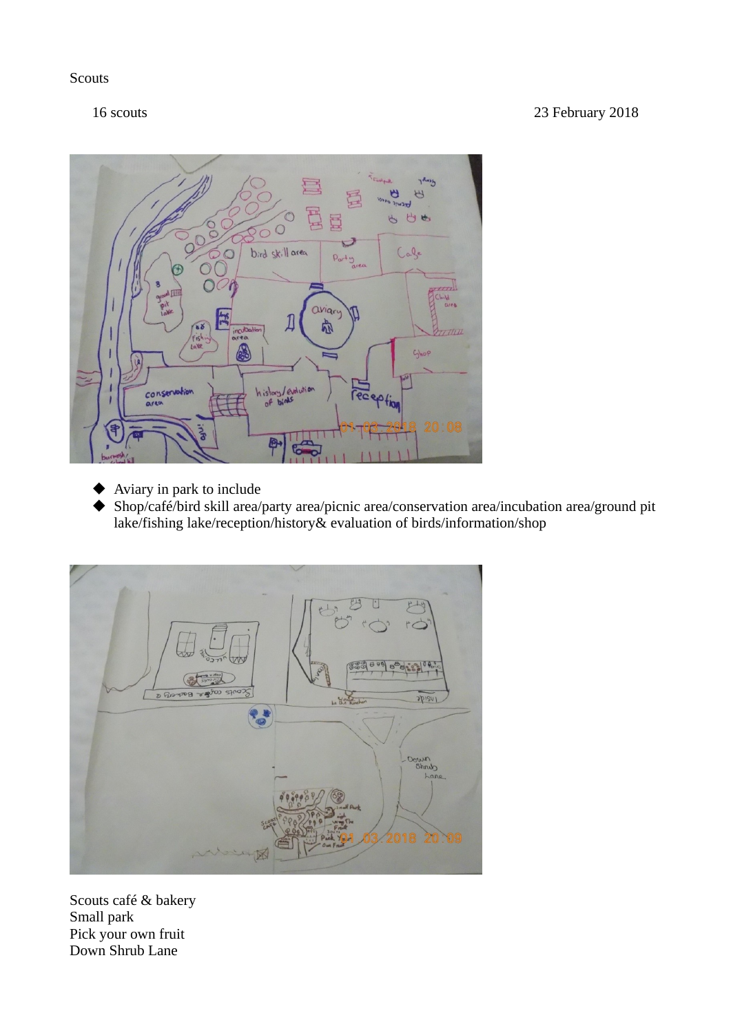Scouts

16 scouts

23 February 2018

- Aviary in park to include
- Shop/café/bird skill area/party area/picnic area/conservation area/incubation area/ground pit lake/fishing lake/reception/history& evaluation of birds/information/shop

Scouts café & bakery
Small park
Pick your own fruit
Down Shrub Lane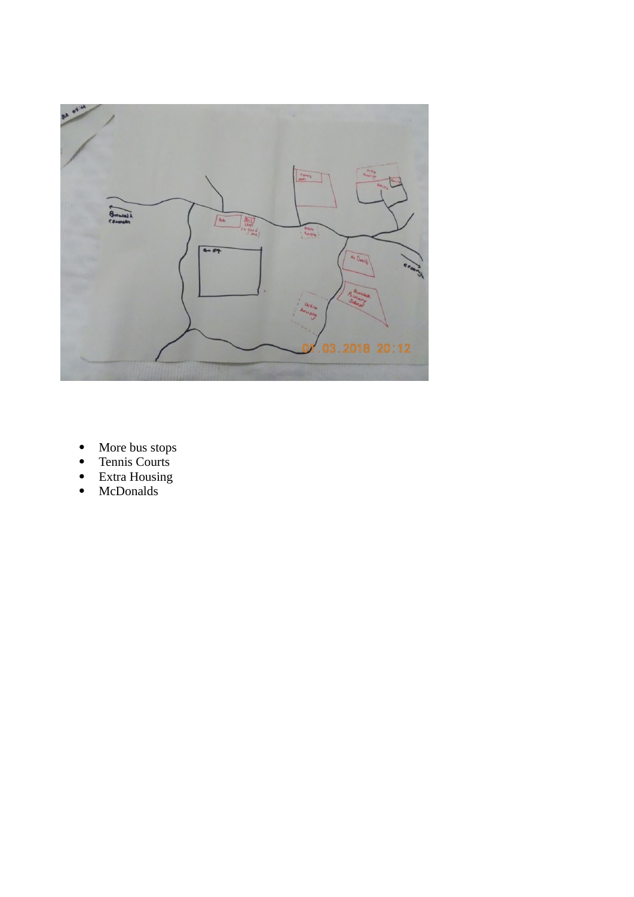- More bus stops
- Tennis Courts
- Extra Housing
- McDonalds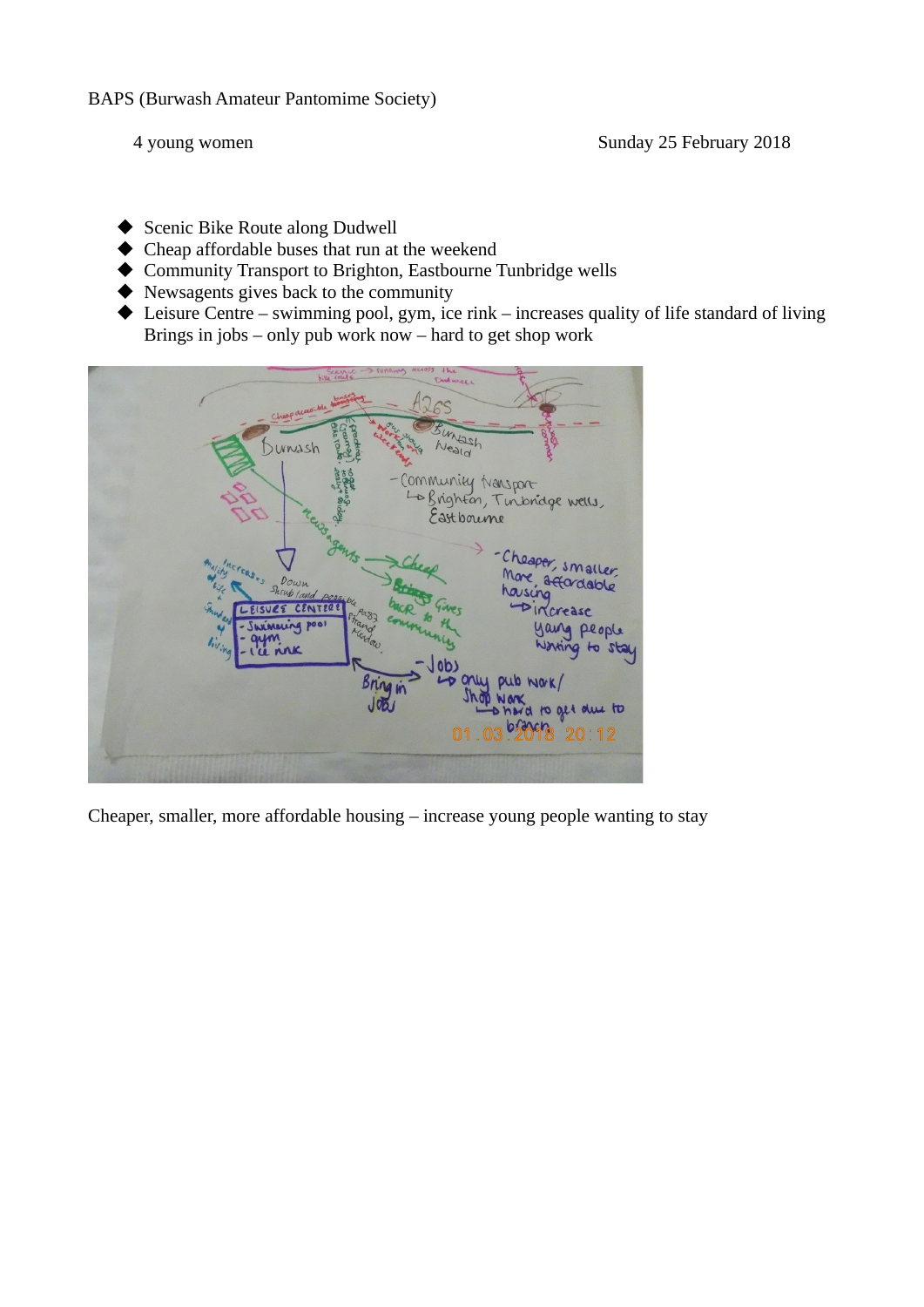BAPS (Burwash Amateur Pantomime Society)

4 young women

Sunday 25 February 2018

- Scenic Bike Route along Dudwell
- Cheap affordable buses that run at the weekend
- Community Transport to Brighton, Eastbourne Tunbridge wells
- Newsagents gives back to the community
- Leisure Centre – swimming pool, gym, ice rink – increases quality of life standard of living Brings in jobs – only pub work now – hard to get shop work

Cheaper, smaller, more affordable housing – increase young people wanting to stay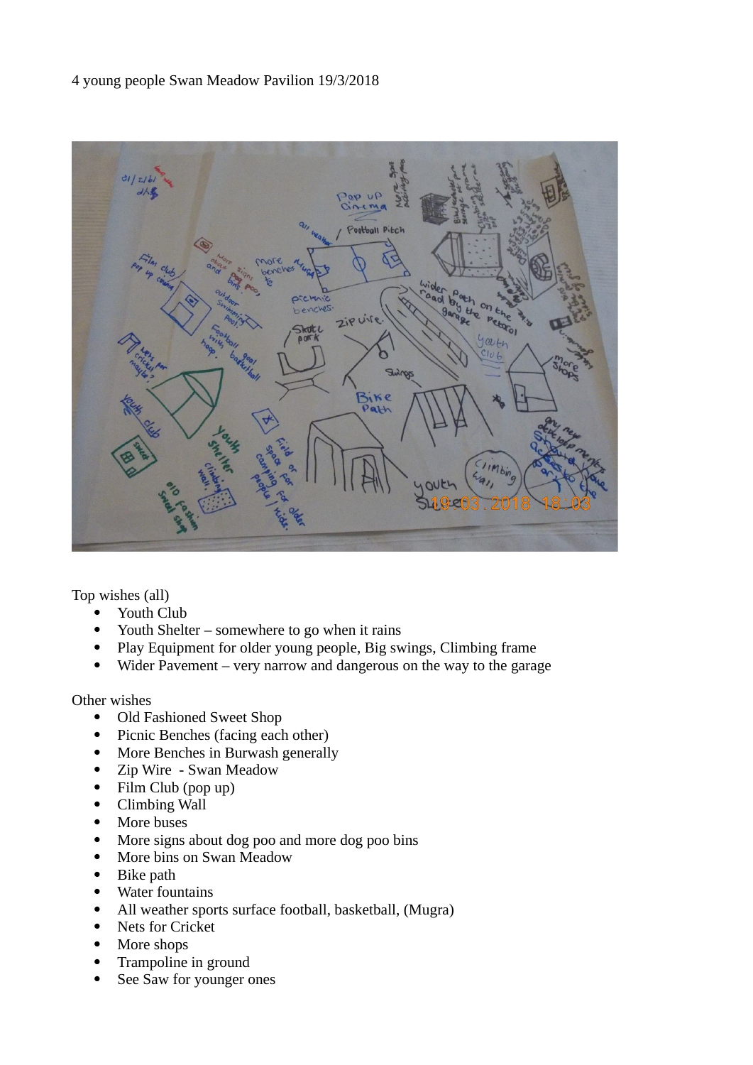4 young people Swan Meadow Pavilion 19/3/2018

Top wishes (all)

- Youth Club
- Youth Shelter – somewhere to go when it rains
- Play Equipment for older young people, Big swings, Climbing frame
- Wider Pavement – very narrow and dangerous on the way to the garage

Other wishes

- Old Fashioned Sweet Shop
- Picnic Benches (facing each other)
- More Benches in Burwash generally
- Zip Wire - Swan Meadow
- Film Club (pop up)
- Climbing Wall
- More buses
- More signs about dog poo and more dog poo bins
- More bins on Swan Meadow
- Bike path
- Water fountains
- All weather sports surface football, basketball, (Mugra)
- Nets for Cricket
- More shops
- Trampoline in ground
- See Saw for younger ones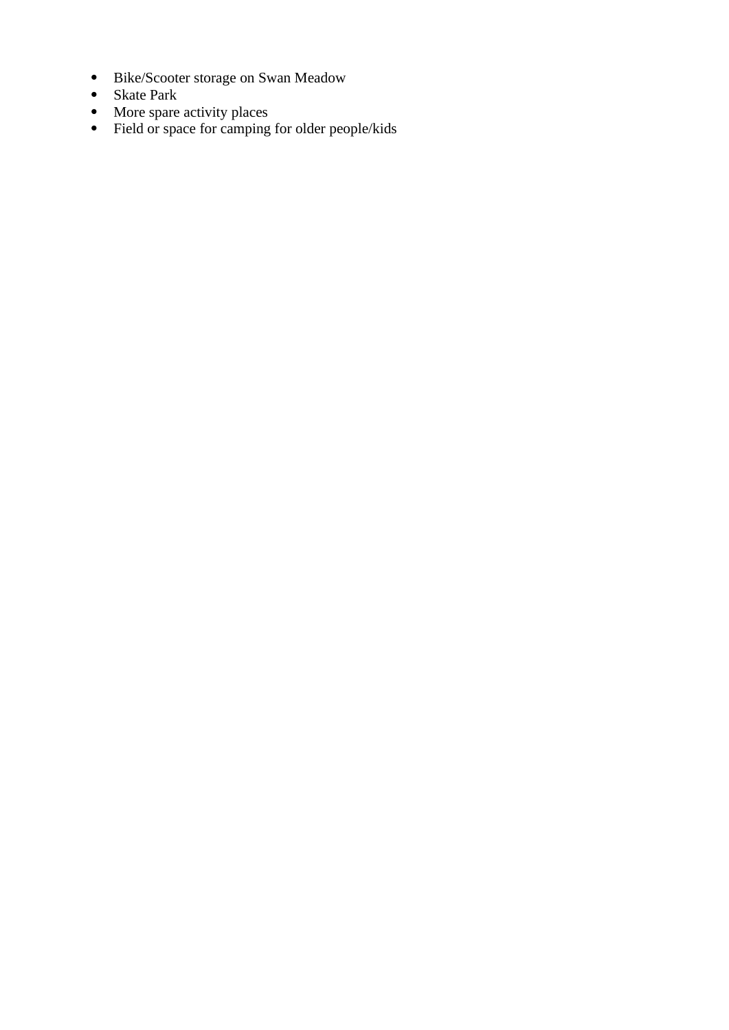- Bike/Scooter storage on Swan Meadow
- Skate Park
- More spare activity places
- Field or space for camping for older people/kids